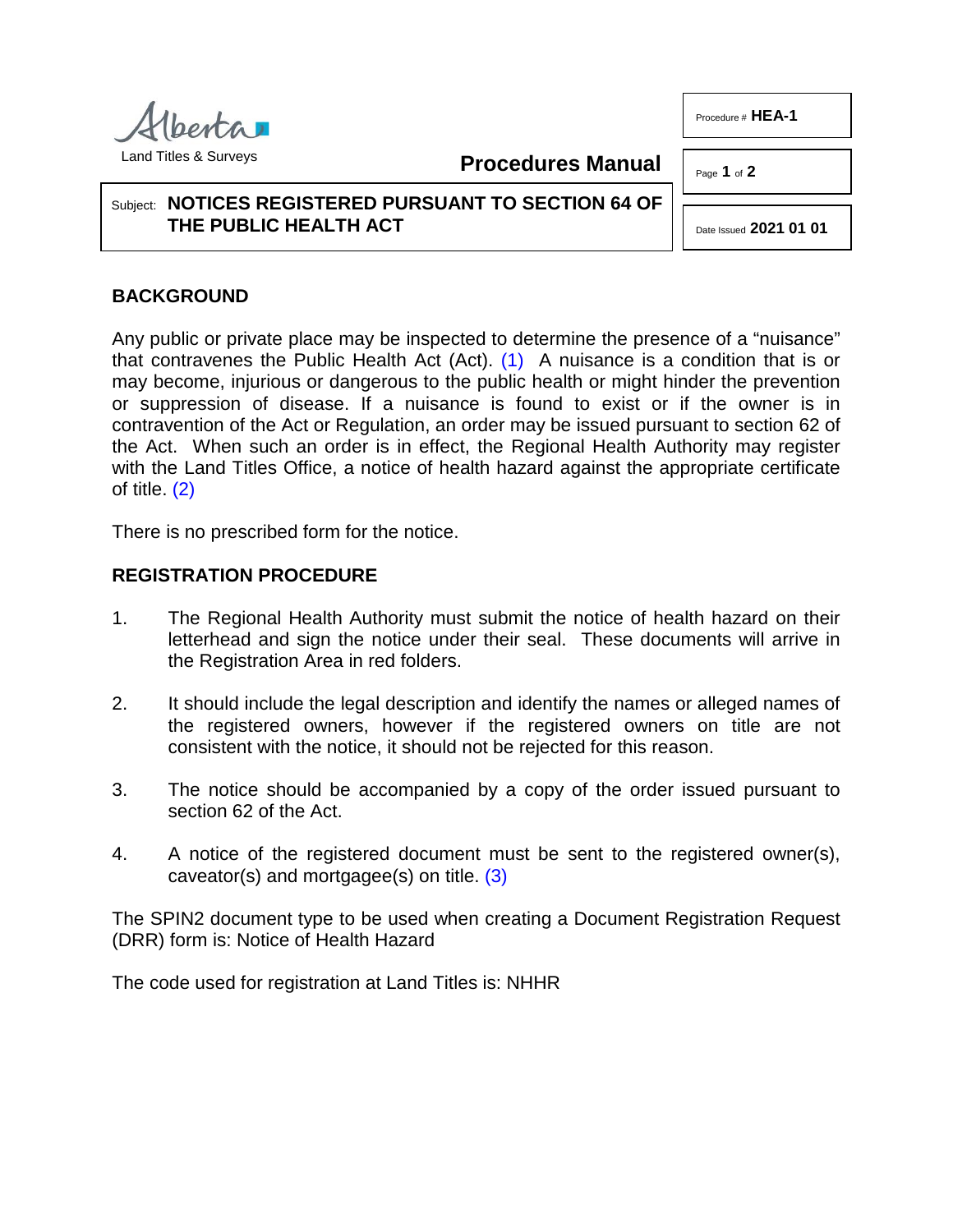Alberta
Land Titles & Surveys

**Procedures Manual**

Procedure # **HEA-1**

Date Issued **2021 01 01**

Subject: **NOTICES REGISTERED PURSUANT TO SECTION 64 OF THE PUBLIC HEALTH ACT**

## BACKGROUND

Any public or private place may be inspected to determine the presence of a "nuisance" that contravenes the Public Health Act (Act). (1) A nuisance is a condition that is or may become, injurious or dangerous to the public health or might hinder the prevention or suppression of disease. If a nuisance is found to exist or if the owner is in contravention of the Act or Regulation, an order may be issued pursuant to section 62 of the Act. When such an order is in effect, the Regional Health Authority may register with the Land Titles Office, a notice of health hazard against the appropriate certificate of title. (2)

There is no prescribed form for the notice.

## REGISTRATION PROCEDURE

1. The Regional Health Authority must submit the notice of health hazard on their letterhead and sign the notice under their seal. These documents will arrive in the Registration Area in red folders.

2. It should include the legal description and identify the names or alleged names of the registered owners, however if the registered owners on title are not consistent with the notice, it should not be rejected for this reason.

3. The notice should be accompanied by a copy of the order issued pursuant to section 62 of the Act.

4. A notice of the registered document must be sent to the registered owner(s), caveator(s) and mortgagee(s) on title. (3)

The SPIN2 document type to be used when creating a Document Registration Request (DRR) form is: Notice of Health Hazard

The code used for registration at Land Titles is: NHHR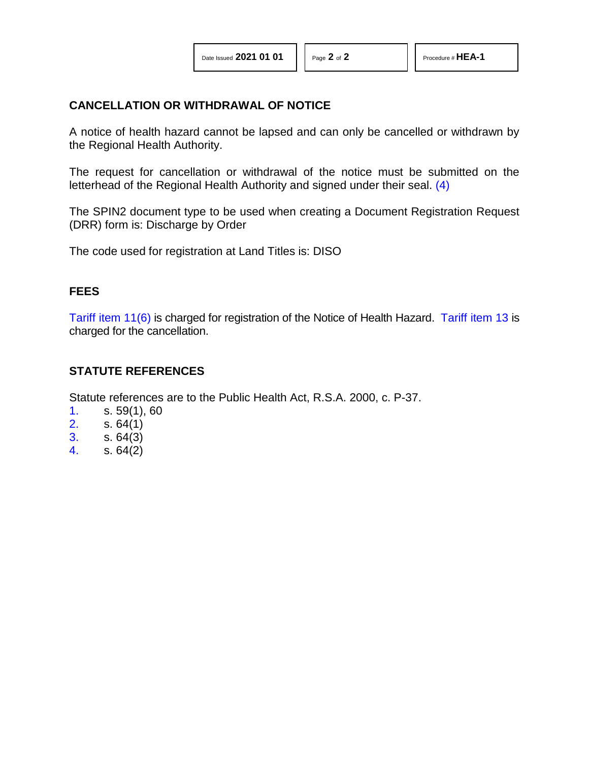## CANCELLATION OR WITHDRAWAL OF NOTICE

A notice of health hazard cannot be lapsed and can only be cancelled or withdrawn by the Regional Health Authority.

The request for cancellation or withdrawal of the notice must be submitted on the letterhead of the Regional Health Authority and signed under their seal. (4)

The SPIN2 document type to be used when creating a Document Registration Request (DRR) form is: Discharge by Order

The code used for registration at Land Titles is: DISO

## FEES

Tariff item 11(6) is charged for registration of the Notice of Health Hazard. Tariff item 13 is charged for the cancellation.

## STATUTE REFERENCES

Statute references are to the Public Health Act, R.S.A. 2000, c. P-37.

1. s. 59(1), 60
2. s. 64(1)
3. s. 64(3)
4. s. 64(2)